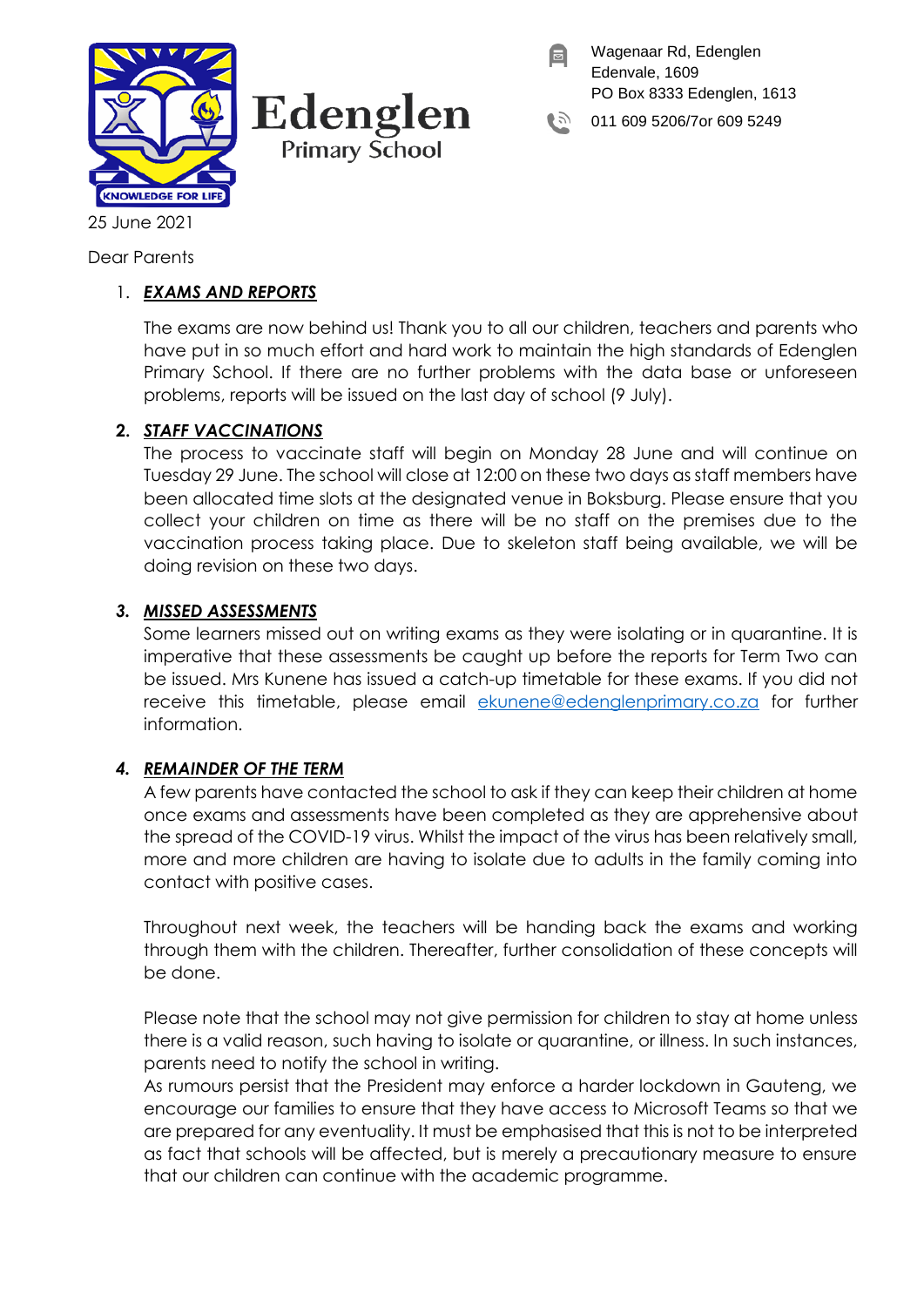**Edenglen**
Primary School

KNOWLEDGE FOR LIFE

Wagenaar Rd, Edenglen
Edenvale, 1609
PO Box 8333 Edenglen, 1613

011 609 5206/7or 609 5249

25 June 2021

Dear Parents

1. ***EXAMS AND REPORTS***

   The exams are now behind us! Thank you to all our children, teachers and parents who have put in so much effort and hard work to maintain the high standards of Edenglen Primary School. If there are no further problems with the data base or unforeseen problems, reports will be issued on the last day of school (9 July).

2. ***STAFF VACCINATIONS***

   The process to vaccinate staff will begin on Monday 28 June and will continue on Tuesday 29 June. The school will close at 12:00 on these two days as staff members have been allocated time slots at the designated venue in Boksburg. Please ensure that you collect your children on time as there will be no staff on the premises due to the vaccination process taking place. Due to skeleton staff being available, we will be doing revision on these two days.

3. ***MISSED ASSESSMENTS***

   Some learners missed out on writing exams as they were isolating or in quarantine. It is imperative that these assessments be caught up before the reports for Term Two can be issued. Mrs Kunene has issued a catch-up timetable for these exams. If you did not receive this timetable, please email ekunene@edenglenprimary.co.za for further information.

4. ***REMAINDER OF THE TERM***

   A few parents have contacted the school to ask if they can keep their children at home once exams and assessments have been completed as they are apprehensive about the spread of the COVID-19 virus. Whilst the impact of the virus has been relatively small, more and more children are having to isolate due to adults in the family coming into contact with positive cases.

   Throughout next week, the teachers will be handing back the exams and working through them with the children. Thereafter, further consolidation of these concepts will be done.

   Please note that the school may not give permission for children to stay at home unless there is a valid reason, such having to isolate or quarantine, or illness. In such instances, parents need to notify the school in writing.
   As rumours persist that the President may enforce a harder lockdown in Gauteng, we encourage our families to ensure that they have access to Microsoft Teams so that we are prepared for any eventuality. It must be emphasised that this is not to be interpreted as fact that schools will be affected, but is merely a precautionary measure to ensure that our children can continue with the academic programme.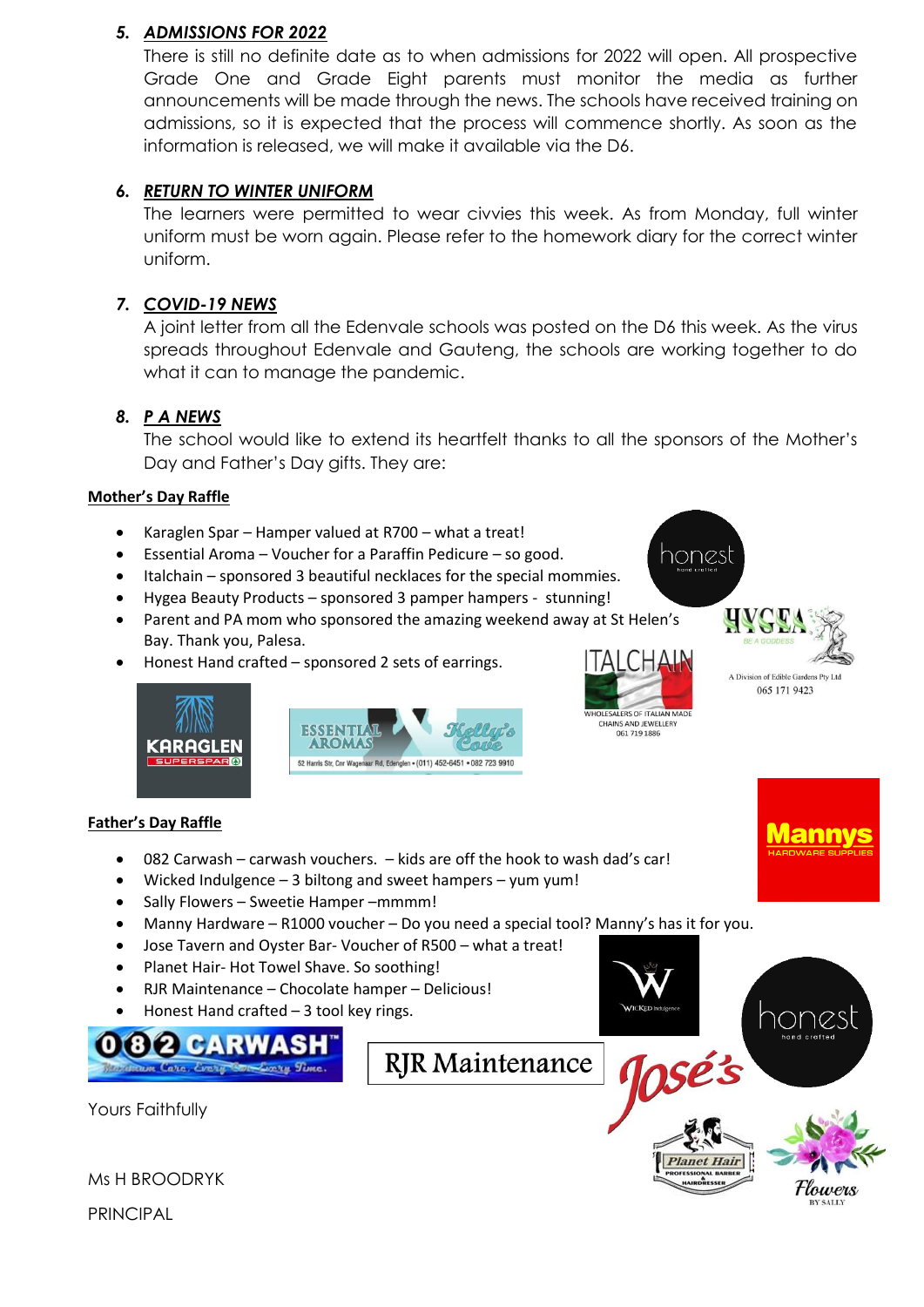5. ***ADMISSIONS FOR 2022***

There is still no definite date as to when admissions for 2022 will open. All prospective Grade One and Grade Eight parents must monitor the media as further announcements will be made through the news. The schools have received training on admissions, so it is expected that the process will commence shortly. As soon as the information is released, we will make it available via the D6.

6. ***RETURN TO WINTER UNIFORM***

The learners were permitted to wear civvies this week. As from Monday, full winter uniform must be worn again. Please refer to the homework diary for the correct winter uniform.

7. ***COVID-19 NEWS***

A joint letter from all the Edenvale schools was posted on the D6 this week. As the virus spreads throughout Edenvale and Gauteng, the schools are working together to do what it can to manage the pandemic.

8. ***P A NEWS***

The school would like to extend its heartfelt thanks to all the sponsors of the Mother's Day and Father's Day gifts. They are:

**Mother's Day Raffle**

- Karaglen Spar – Hamper valued at R700 – what a treat!
- Essential Aroma – Voucher for a Paraffin Pedicure – so good.
- Italchain – sponsored 3 beautiful necklaces for the special mommies.
- Hygea Beauty Products – sponsored 3 pamper hampers - stunning!
- Parent and PA mom who sponsored the amazing weekend away at St Helen's Bay. Thank you, Palesa.
- Honest Hand crafted – sponsored 2 sets of earrings.

**Father's Day Raffle**

- 082 Carwash – carwash vouchers. – kids are off the hook to wash dad's car!
- Wicked Indulgence – 3 biltong and sweet hampers – yum yum!
- Sally Flowers – Sweetie Hamper –mmmm!
- Manny Hardware – R1000 voucher – Do you need a special tool? Manny's has it for you.
- Jose Tavern and Oyster Bar- Voucher of R500 – what a treat!
- Planet Hair- Hot Towel Shave. So soothing!
- RJR Maintenance – Chocolate hamper – Delicious!
- Honest Hand crafted – 3 tool key rings.

Yours Faithfully

Ms H BROODRYK

PRINCIPAL